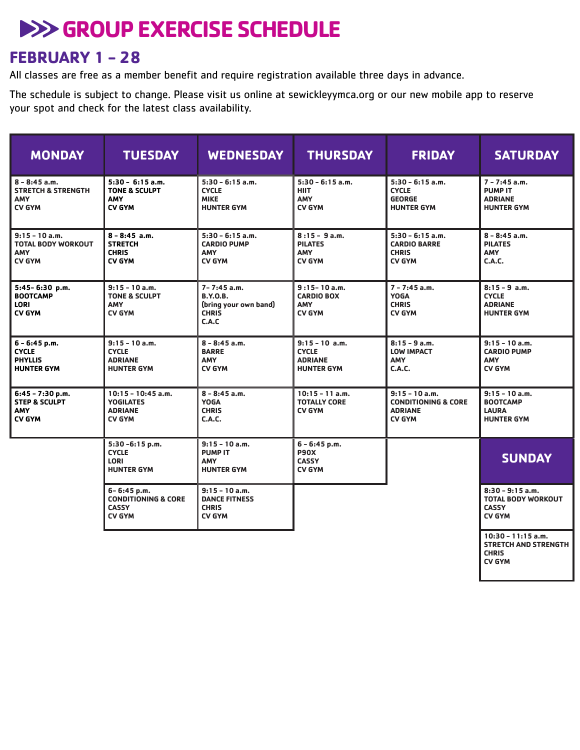# GROUP EXERCISE SCHEDULE

## FEBRUARY 1 – 28

All classes are free as a member benefit and require registration available three days in advance.

The schedule is subject to change. Please visit us online at sewickleyymca.org or our new mobile app to reserve your spot and check for the latest class availability.

| MONDAY | TUESDAY | WEDNESDAY | THURSDAY | FRIDAY | SATURDAY |
|---|---|---|---|---|---|
| 8 – 8:45 a.m.<br>STRETCH & STRENGTH<br>AMY<br>CV GYM | 5:30 – 6:15 a.m.<br>TONE & SCULPT<br>AMY<br>CV GYM | 5:30 – 6:15 a.m.<br>CYCLE<br>MIKE<br>HUNTER GYM | 5:30 – 6:15 a.m.<br>HIIT<br>AMY<br>CV GYM | 5:30 – 6:15 a.m.<br>CYCLE<br>GEORGE<br>HUNTER GYM | 7 – 7:45 a.m.<br>PUMP IT<br>ADRIANE<br>HUNTER GYM |
| 9:15 – 10 a.m.<br>TOTAL BODY WORKOUT<br>AMY<br>CV GYM | 8 – 8:45 a.m.<br>STRETCH<br>CHRIS<br>CV GYM | 5:30 – 6:15 a.m.<br>CARDIO PUMP<br>AMY<br>CV GYM | 8 :15 – 9 a.m.<br>PILATES<br>AMY<br>CV GYM | 5:30 – 6:15 a.m.<br>CARDIO BARRE<br>CHRIS<br>CV GYM | 8 – 8:45 a.m.<br>PILATES<br>AMY<br>C.A.C. |
| 5:45– 6:30 p.m.<br>BOOTCAMP<br>LORI<br>CV GYM | 9:15 – 10 a.m.<br>TONE & SCULPT<br>AMY<br>CV GYM | 7– 7:45 a.m.<br>B.Y.O.B.<br>(bring your own band)<br>CHRIS<br>C.A.C | 9 :15– 10 a.m.<br>CARDIO BOX<br>AMY<br>CV GYM | 7 – 7:45 a.m.<br>YOGA<br>CHRIS<br>CV GYM | 8:15 – 9 a.m.<br>CYCLE<br>ADRIANE<br>HUNTER GYM |
| 6 – 6:45 p.m.<br>CYCLE<br>PHYLLIS<br>HUNTER GYM | 9:15 – 10 a.m.<br>CYCLE<br>ADRIANE<br>HUNTER GYM | 8 – 8:45 a.m.<br>BARRE<br>AMY<br>CV GYM | 9:15 – 10 a.m.<br>CYCLE<br>ADRIANE<br>HUNTER GYM | 8:15 – 9 a.m.<br>LOW IMPACT<br>AMY<br>C.A.C. | 9:15 – 10 a.m.<br>CARDIO PUMP<br>AMY<br>CV GYM |
| 6:45 – 7:30 p.m.<br>STEP & SCULPT<br>AMY<br>CV GYM | 10:15 – 10:45 a.m.<br>YOGILATES<br>ADRIANE<br>CV GYM | 8 – 8:45 a.m.<br>YOGA<br>CHRIS<br>C.A.C. | 10:15 – 11 a.m.<br>TOTALLY CORE<br>CV GYM | 9:15 – 10 a.m.<br>CONDITIONING & CORE<br>ADRIANE<br>CV GYM | 9:15 – 10 a.m.<br>BOOTCAMP<br>LAURA<br>HUNTER GYM |
| | 5:30 –6:15 p.m.<br>CYCLE<br>LORI<br>HUNTER GYM | 9:15 – 10 a.m.<br>PUMP IT<br>AMY<br>HUNTER GYM | 6 – 6:45 p.m.<br>P90X<br>CASSY<br>CV GYM | | **SUNDAY** |
| | 6– 6:45 p.m.<br>CONDITIONING & CORE<br>CASSY<br>CV GYM | 9:15 – 10 a.m.<br>DANCE FITNESS<br>CHRIS<br>CV GYM | | | 8:30 – 9:15 a.m.<br>TOTAL BODY WORKOUT<br>CASSY<br>CV GYM |
| | | | | | 10:30 – 11:15 a.m.<br>STRETCH AND STRENGTH<br>CHRIS<br>CV GYM |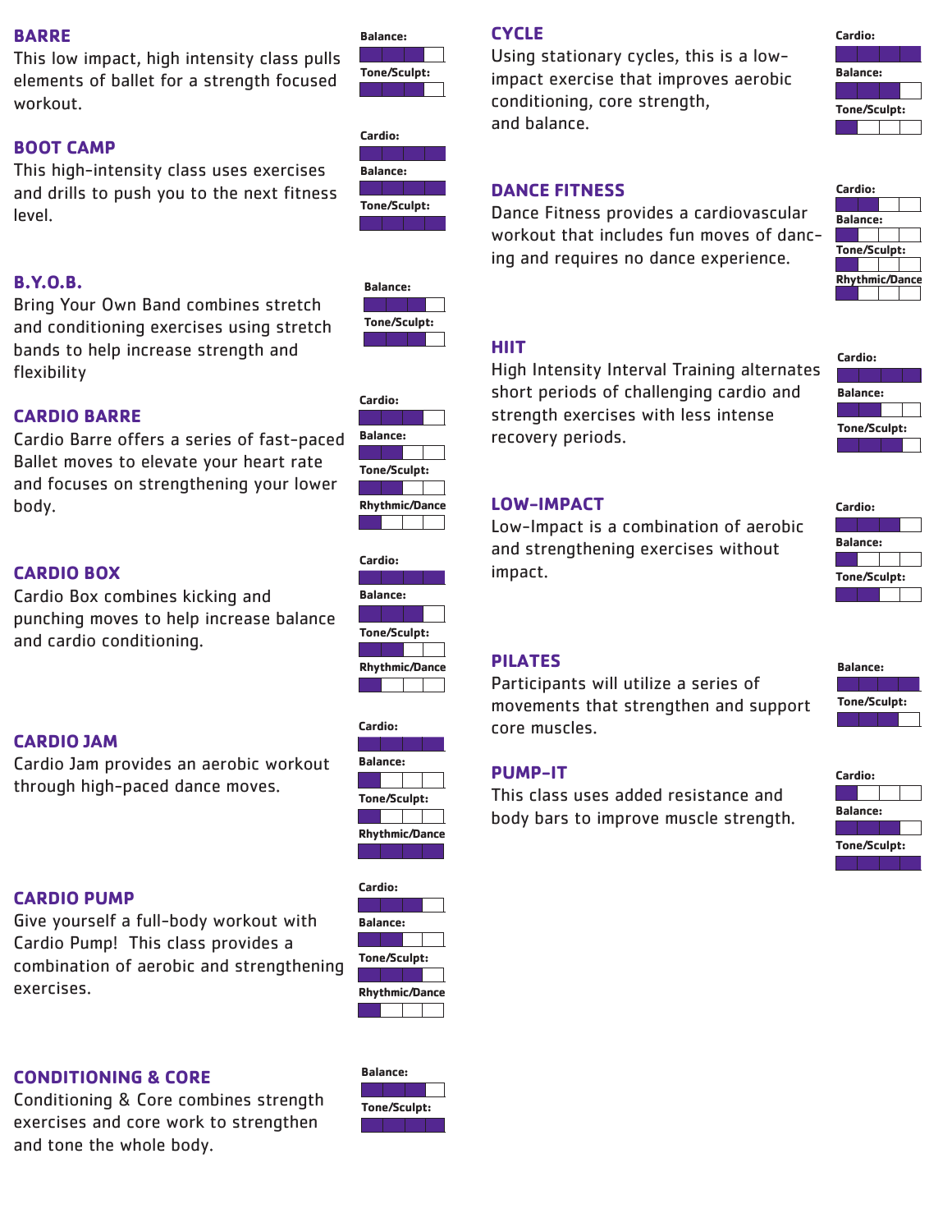## BARRE

This low impact, high intensity class pulls elements of ballet for a strength focused workout.

- Balance: 3/4
- Tone/Sculpt: 3/4

## BOOT CAMP

This high-intensity class uses exercises and drills to push you to the next fitness level.

- Cardio: 4/4
- Balance: 4/4
- Tone/Sculpt: 4/4

## B.Y.O.B.

Bring Your Own Band combines stretch and conditioning exercises using stretch bands to help increase strength and flexibility

- Balance: 3/4
- Tone/Sculpt: 3/4

## CARDIO BARRE

Cardio Barre offers a series of fast-paced Ballet moves to elevate your heart rate and focuses on strengthening your lower body.

- Cardio: 3/4
- Balance: 2/4
- Tone/Sculpt: 2/4
- Rhythmic/Dance: 1/4

## CARDIO BOX

Cardio Box combines kicking and punching moves to help increase balance and cardio conditioning.

- Cardio: 4/4
- Balance: 3/4
- Tone/Sculpt: 2/4
- Rhythmic/Dance: 1/4

## CARDIO JAM

Cardio Jam provides an aerobic workout through high-paced dance moves.

- Cardio: 4/4
- Balance: 1/4
- Tone/Sculpt: 1/4
- Rhythmic/Dance: 4/4

## CARDIO PUMP

Give yourself a full-body workout with Cardio Pump! This class provides a combination of aerobic and strengthening exercises.

- Cardio: 3/4
- Balance: 2/4
- Tone/Sculpt: 3/4
- Rhythmic/Dance: 1/4

## CONDITIONING & CORE

Conditioning & Core combines strength exercises and core work to strengthen and tone the whole body.

- Balance: 3/4
- Tone/Sculpt: 4/4

## CYCLE

Using stationary cycles, this is a low-impact exercise that improves aerobic conditioning, core strength, and balance.

- Cardio: 4/4
- Balance: 3/4
- Tone/Sculpt: 1/4

## DANCE FITNESS

Dance Fitness provides a cardiovascular workout that includes fun moves of dancing and requires no dance experience.

- Cardio: 2/4
- Balance: 1/4
- Tone/Sculpt: 1/4
- Rhythmic/Dance: 1/4

## HIIT

High Intensity Interval Training alternates short periods of challenging cardio and strength exercises with less intense recovery periods.

- Cardio: 4/4
- Balance: 2/4
- Tone/Sculpt: 3/4

## LOW-IMPACT

Low-Impact is a combination of aerobic and strengthening exercises without impact.

- Cardio: 3/4
- Balance: 1/4
- Tone/Sculpt: 2/4

## PILATES

Participants will utilize a series of movements that strengthen and support core muscles.

- Balance: 4/4
- Tone/Sculpt: 3/4

## PUMP-IT

This class uses added resistance and body bars to improve muscle strength.

- Cardio: 1/4
- Balance: 3/4
- Tone/Sculpt: 4/4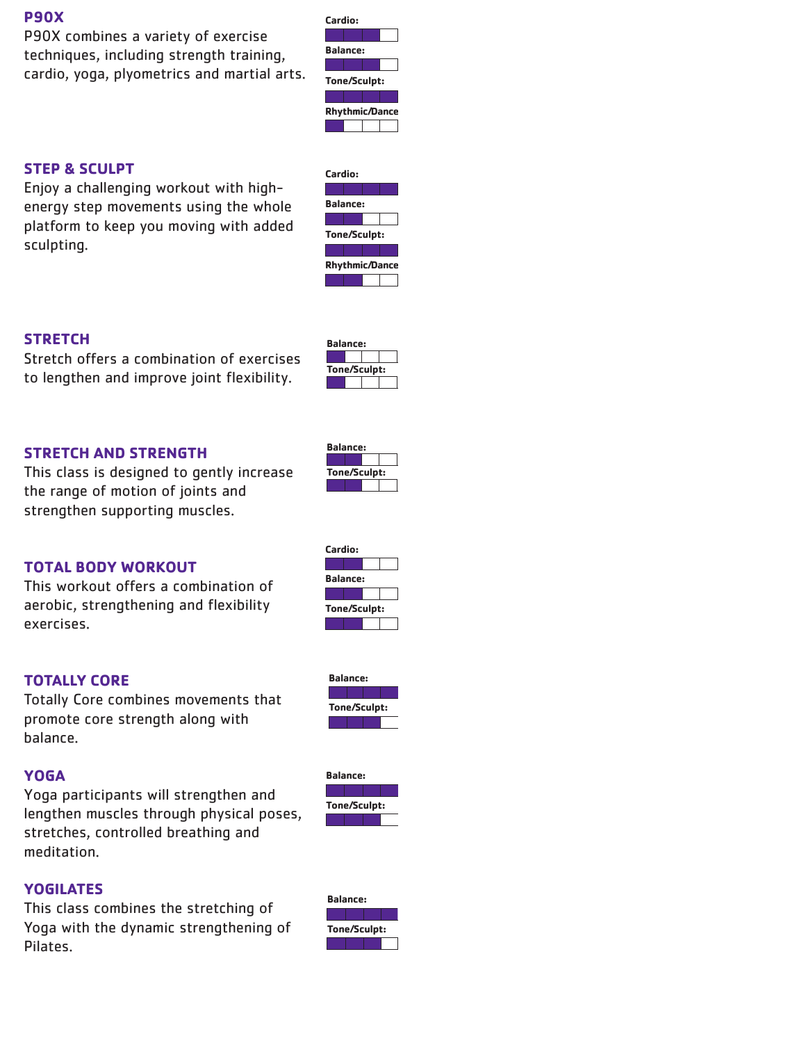## P90X

P90X combines a variety of exercise techniques, including strength training, cardio, yoga, plyometrics and martial arts.

Cardio:
Balance:
Tone/Sculpt:
Rhythmic/Dance

## STEP & SCULPT

Enjoy a challenging workout with high-energy step movements using the whole platform to keep you moving with added sculpting.

Cardio:
Balance:
Tone/Sculpt:
Rhythmic/Dance

## STRETCH

Stretch offers a combination of exercises to lengthen and improve joint flexibility.

Balance:
Tone/Sculpt:

## STRETCH AND STRENGTH

This class is designed to gently increase the range of motion of joints and strengthen supporting muscles.

Balance:
Tone/Sculpt:

## TOTAL BODY WORKOUT

This workout offers a combination of aerobic, strengthening and flexibility exercises.

Cardio:
Balance:
Tone/Sculpt:

## TOTALLY CORE

Totally Core combines movements that promote core strength along with balance.

Balance:
Tone/Sculpt:

## YOGA

Yoga participants will strengthen and lengthen muscles through physical poses, stretches, controlled breathing and meditation.

Balance:
Tone/Sculpt:

## YOGILATES

This class combines the stretching of Yoga with the dynamic strengthening of Pilates.

Balance:
Tone/Sculpt: